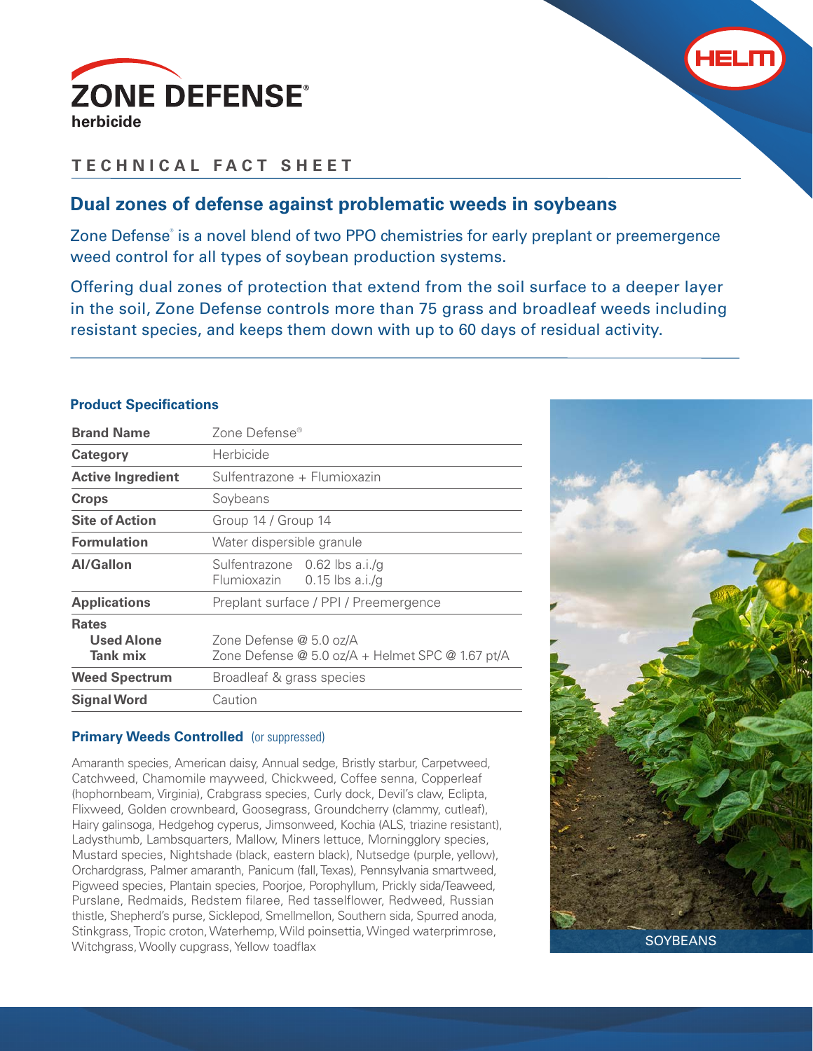# ZONE DEFENSE®

**herbicide**

**TECHNICAL FACT SHEET**

## Dual zones of defense against problematic weeds in soybeans

Zone Defense® is a novel blend of two PPO chemistries for early preplant or preemergence weed control for all types of soybean production systems.

Offering dual zones of protection that extend from the soil surface to a deeper layer in the soil, Zone Defense controls more than 75 grass and broadleaf weeds including resistant species, and keeps them down with up to 60 days of residual activity.

### Product Specifications

| | |
|---|---|
| **Brand Name** | Zone Defense® |
| **Category** | Herbicide |
| **Active Ingredient** | Sulfentrazone + Flumioxazin |
| **Crops** | Soybeans |
| **Site of Action** | Group 14 / Group 14 |
| **Formulation** | Water dispersible granule |
| **AI/Gallon** | Sulfentrazone 0.62 lbs a.i./g<br>Flumioxazin 0.15 lbs a.i./g |
| **Applications** | Preplant surface / PPI / Preemergence |
| **Rates** | |
| **Used Alone** | Zone Defense @ 5.0 oz/A |
| **Tank mix** | Zone Defense @ 5.0 oz/A + Helmet SPC @ 1.67 pt/A |
| **Weed Spectrum** | Broadleaf & grass species |
| **Signal Word** | Caution |

### Primary Weeds Controlled (or suppressed)

Amaranth species, American daisy, Annual sedge, Bristly starbur, Carpetweed, Catchweed, Chamomile mayweed, Chickweed, Coffee senna, Copperleaf (hophornbeam, Virginia), Crabgrass species, Curly dock, Devil's claw, Eclipta, Flixweed, Golden crownbeard, Goosegrass, Groundcherry (clammy, cutleaf), Hairy galinsoga, Hedgehog cyperus, Jimsonweed, Kochia (ALS, triazine resistant), Ladysthumb, Lambsquarters, Mallow, Miners lettuce, Morningglory species, Mustard species, Nightshade (black, eastern black), Nutsedge (purple, yellow), Orchardgrass, Palmer amaranth, Panicum (fall, Texas), Pennsylvania smartweed, Pigweed species, Plantain species, Poorjoe, Porophyllum, Prickly sida/Teaweed, Purslane, Redmaids, Redstem filaree, Red tasselflower, Redweed, Russian thistle, Shepherd's purse, Sicklepod, Smellmellon, Southern sida, Spurred anoda, Stinkgrass, Tropic croton, Waterhemp, Wild poinsettia, Winged waterprimrose, Witchgrass, Woolly cupgrass, Yellow toadflax

SOYBEANS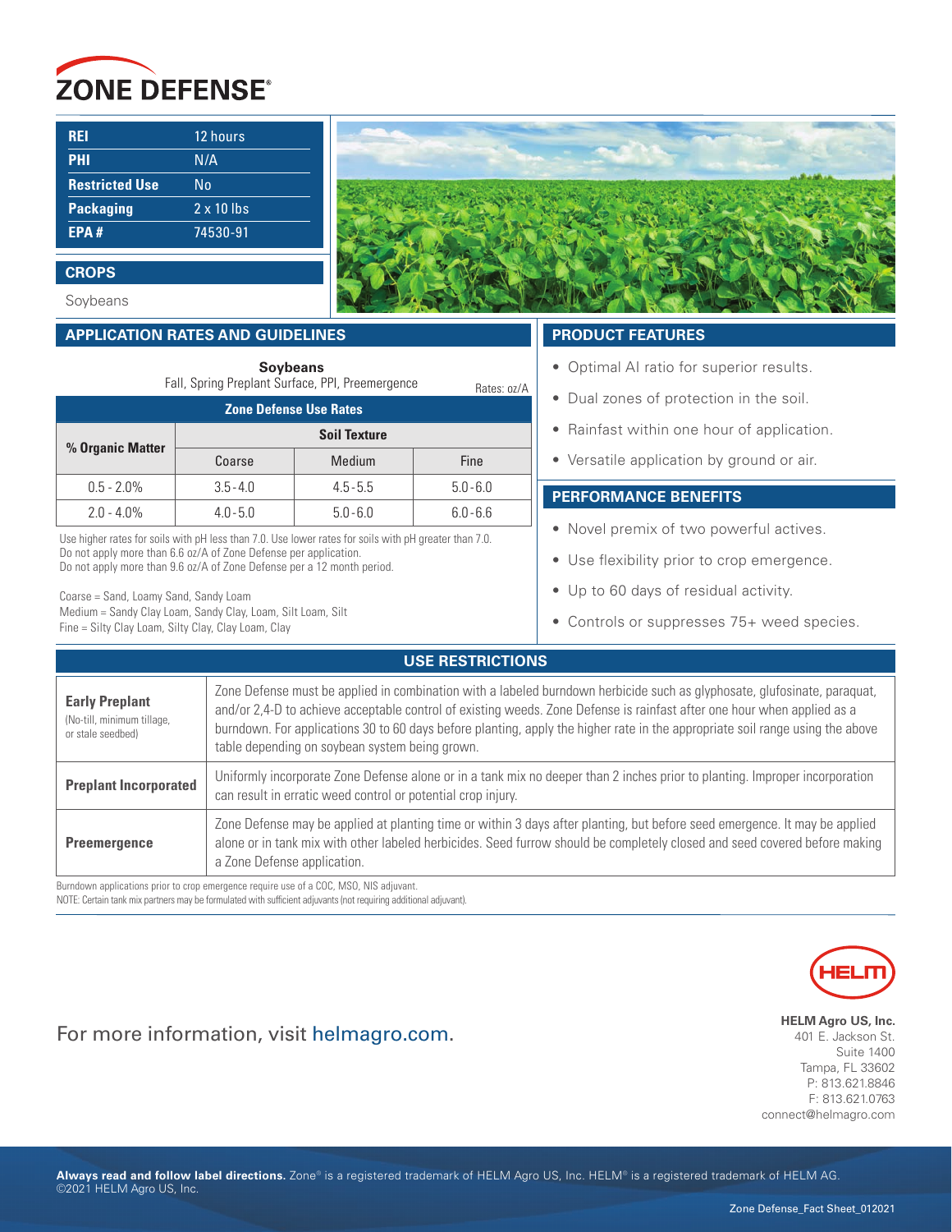# ZONE DEFENSE®

| | |
|---|---|
| **REI** | 12 hours |
| **PHI** | N/A |
| **Restricted Use** | No |
| **Packaging** | 2 x 10 lbs |
| **EPA #** | 74530-91 |

## CROPS

Soybeans

## APPLICATION RATES AND GUIDELINES

**Soybeans**
Fall, Spring Preplant Surface, PPI, Preemergence

Rates: oz/A

| Zone Defense Use Rates | | | |
|---|---|---|---|
| **% Organic Matter** | **Soil Texture** | | |
| | Coarse | Medium | Fine |
| 0.5 - 2.0% | 3.5 - 4.0 | 4.5 - 5.5 | 5.0 - 6.0 |
| 2.0 - 4.0% | 4.0 - 5.0 | 5.0 - 6.0 | 6.0 - 6.6 |

Use higher rates for soils with pH less than 7.0. Use lower rates for soils with pH greater than 7.0.
Do not apply more than 6.6 oz/A of Zone Defense per application.
Do not apply more than 9.6 oz/A of Zone Defense per a 12 month period.

Coarse = Sand, Loamy Sand, Sandy Loam
Medium = Sandy Clay Loam, Sandy Clay, Loam, Silt Loam, Silt
Fine = Silty Clay Loam, Silty Clay, Clay Loam, Clay

## PRODUCT FEATURES

- Optimal AI ratio for superior results.
- Dual zones of protection in the soil.
- Rainfast within one hour of application.
- Versatile application by ground or air.

## PERFORMANCE BENEFITS

- Novel premix of two powerful actives.
- Use flexibility prior to crop emergence.
- Up to 60 days of residual activity.
- Controls or suppresses 75+ weed species.

## USE RESTRICTIONS

| | |
|---|---|
| **Early Preplant** (No-till, minimum tillage, or stale seedbed) | Zone Defense must be applied in combination with a labeled burndown herbicide such as glyphosate, glufosinate, paraquat, and/or 2,4-D to achieve acceptable control of existing weeds. Zone Defense is rainfast after one hour when applied as a burndown. For applications 30 to 60 days before planting, apply the higher rate in the appropriate soil range using the above table depending on soybean system being grown. |
| **Preplant Incorporated** | Uniformly incorporate Zone Defense alone or in a tank mix no deeper than 2 inches prior to planting. Improper incorporation can result in erratic weed control or potential crop injury. |
| **Preemergence** | Zone Defense may be applied at planting time or within 3 days after planting, but before seed emergence. It may be applied alone or in tank mix with other labeled herbicides. Seed furrow should be completely closed and seed covered before making a Zone Defense application. |

Burndown applications prior to crop emergence require use of a COC, MSO, NIS adjuvant.
NOTE: Certain tank mix partners may be formulated with sufficient adjuvants (not requiring additional adjuvant).

For more information, visit helmagro.com.

HELM

**HELM Agro US, Inc.**
401 E. Jackson St.
Suite 1400
Tampa, FL 33602
P: 813.621.8846
F: 813.621.0763
connect@helmagro.com

**Always read and follow label directions.** Zone® is a registered trademark of HELM Agro US, Inc. HELM® is a registered trademark of HELM AG.
©2021 HELM Agro US, Inc.

Zone Defense_Fact Sheet_012021